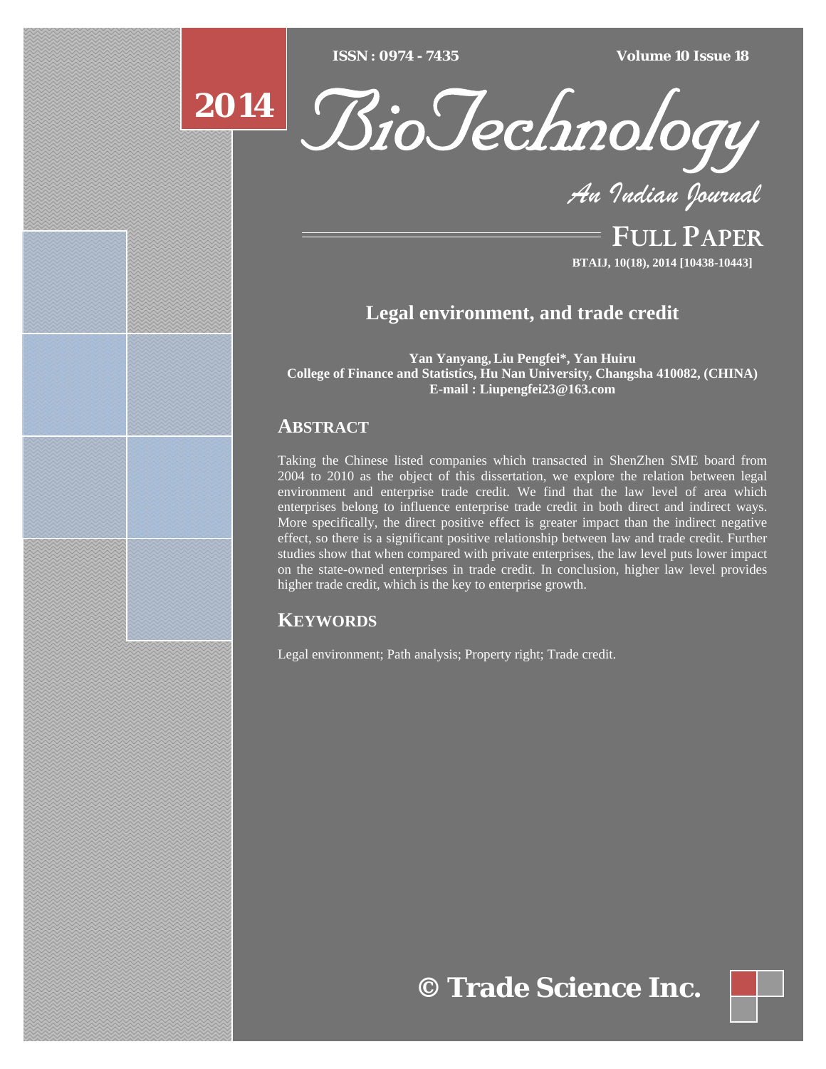# Legal environment, and trade credit

**Yan Yanyang, Liu Pengfei\*, Yan Huiru**
**College of Finance and Statistics, Hu Nan University, Changsha 410082, (CHINA)**
**E-mail : Liupengfei23@163.com**

## ABSTRACT

Taking the Chinese listed companies which transacted in ShenZhen SME board from 2004 to 2010 as the object of this dissertation, we explore the relation between legal environment and enterprise trade credit. We find that the law level of area which enterprises belong to influence enterprise trade credit in both direct and indirect ways. More specifically, the direct positive effect is greater impact than the indirect negative effect, so there is a significant positive relationship between law and trade credit. Further studies show that when compared with private enterprises, the law level puts lower impact on the state-owned enterprises in trade credit. In conclusion, higher law level provides higher trade credit, which is the key to enterprise growth.

## KEYWORDS

Legal environment; Path analysis; Property right; Trade credit.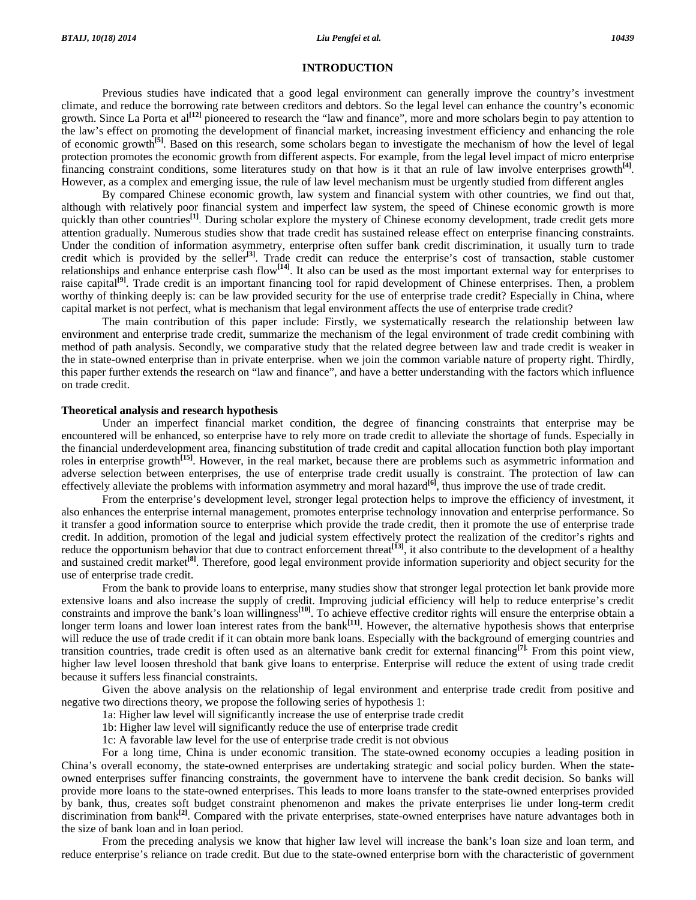## INTRODUCTION

Previous studies have indicated that a good legal environment can generally improve the country's investment climate, and reduce the borrowing rate between creditors and debtors. So the legal level can enhance the country's economic growth. Since La Porta et al[12] pioneered to research the "law and finance", more and more scholars begin to pay attention to the law's effect on promoting the development of financial market, increasing investment efficiency and enhancing the role of economic growth[5]. Based on this research, some scholars began to investigate the mechanism of how the level of legal protection promotes the economic growth from different aspects. For example, from the legal level impact of micro enterprise financing constraint conditions, some literatures study on that how is it that an rule of law involve enterprises growth[4]. However, as a complex and emerging issue, the rule of law level mechanism must be urgently studied from different angles

By compared Chinese economic growth, law system and financial system with other countries, we find out that, although with relatively poor financial system and imperfect law system, the speed of Chinese economic growth is more quickly than other countries[1]. During scholar explore the mystery of Chinese economy development, trade credit gets more attention gradually. Numerous studies show that trade credit has sustained release effect on enterprise financing constraints. Under the condition of information asymmetry, enterprise often suffer bank credit discrimination, it usually turn to trade credit which is provided by the seller[3]. Trade credit can reduce the enterprise's cost of transaction, stable customer relationships and enhance enterprise cash flow[14]. It also can be used as the most important external way for enterprises to raise capital[9]. Trade credit is an important financing tool for rapid development of Chinese enterprises. Then, a problem worthy of thinking deeply is: can be law provided security for the use of enterprise trade credit? Especially in China, where capital market is not perfect, what is mechanism that legal environment affects the use of enterprise trade credit?

The main contribution of this paper include: Firstly, we systematically research the relationship between law environment and enterprise trade credit, summarize the mechanism of the legal environment of trade credit combining with method of path analysis. Secondly, we comparative study that the related degree between law and trade credit is weaker in the in state-owned enterprise than in private enterprise. when we join the common variable nature of property right. Thirdly, this paper further extends the research on "law and finance", and have a better understanding with the factors which influence on trade credit.

### Theoretical analysis and research hypothesis

Under an imperfect financial market condition, the degree of financing constraints that enterprise may be encountered will be enhanced, so enterprise have to rely more on trade credit to alleviate the shortage of funds. Especially in the financial underdevelopment area, financing substitution of trade credit and capital allocation function both play important roles in enterprise growth[15]. However, in the real market, because there are problems such as asymmetric information and adverse selection between enterprises, the use of enterprise trade credit usually is constraint. The protection of law can effectively alleviate the problems with information asymmetry and moral hazard[6], thus improve the use of trade credit.

From the enterprise's development level, stronger legal protection helps to improve the efficiency of investment, it also enhances the enterprise internal management, promotes enterprise technology innovation and enterprise performance. So it transfer a good information source to enterprise which provide the trade credit, then it promote the use of enterprise trade credit. In addition, promotion of the legal and judicial system effectively protect the realization of the creditor's rights and reduce the opportunism behavior that due to contract enforcement threat[13], it also contribute to the development of a healthy and sustained credit market[8]. Therefore, good legal environment provide information superiority and object security for the use of enterprise trade credit.

From the bank to provide loans to enterprise, many studies show that stronger legal protection let bank provide more extensive loans and also increase the supply of credit. Improving judicial efficiency will help to reduce enterprise's credit constraints and improve the bank's loan willingness[10]. To achieve effective creditor rights will ensure the enterprise obtain a longer term loans and lower loan interest rates from the bank[11]. However, the alternative hypothesis shows that enterprise will reduce the use of trade credit if it can obtain more bank loans. Especially with the background of emerging countries and transition countries, trade credit is often used as an alternative bank credit for external financing[7]. From this point view, higher law level loosen threshold that bank give loans to enterprise. Enterprise will reduce the extent of using trade credit because it suffers less financial constraints.

Given the above analysis on the relationship of legal environment and enterprise trade credit from positive and negative two directions theory, we propose the following series of hypothesis 1:

1a: Higher law level will significantly increase the use of enterprise trade credit

1b: Higher law level will significantly reduce the use of enterprise trade credit

1c: A favorable law level for the use of enterprise trade credit is not obvious

For a long time, China is under economic transition. The state-owned economy occupies a leading position in China's overall economy, the state-owned enterprises are undertaking strategic and social policy burden. When the state-owned enterprises suffer financing constraints, the government have to intervene the bank credit decision. So banks will provide more loans to the state-owned enterprises. This leads to more loans transfer to the state-owned enterprises provided by bank, thus, creates soft budget constraint phenomenon and makes the private enterprises lie under long-term credit discrimination from bank[2]. Compared with the private enterprises, state-owned enterprises have nature advantages both in the size of bank loan and in loan period.

From the preceding analysis we know that higher law level will increase the bank's loan size and loan term, and reduce enterprise's reliance on trade credit. But due to the state-owned enterprise born with the characteristic of government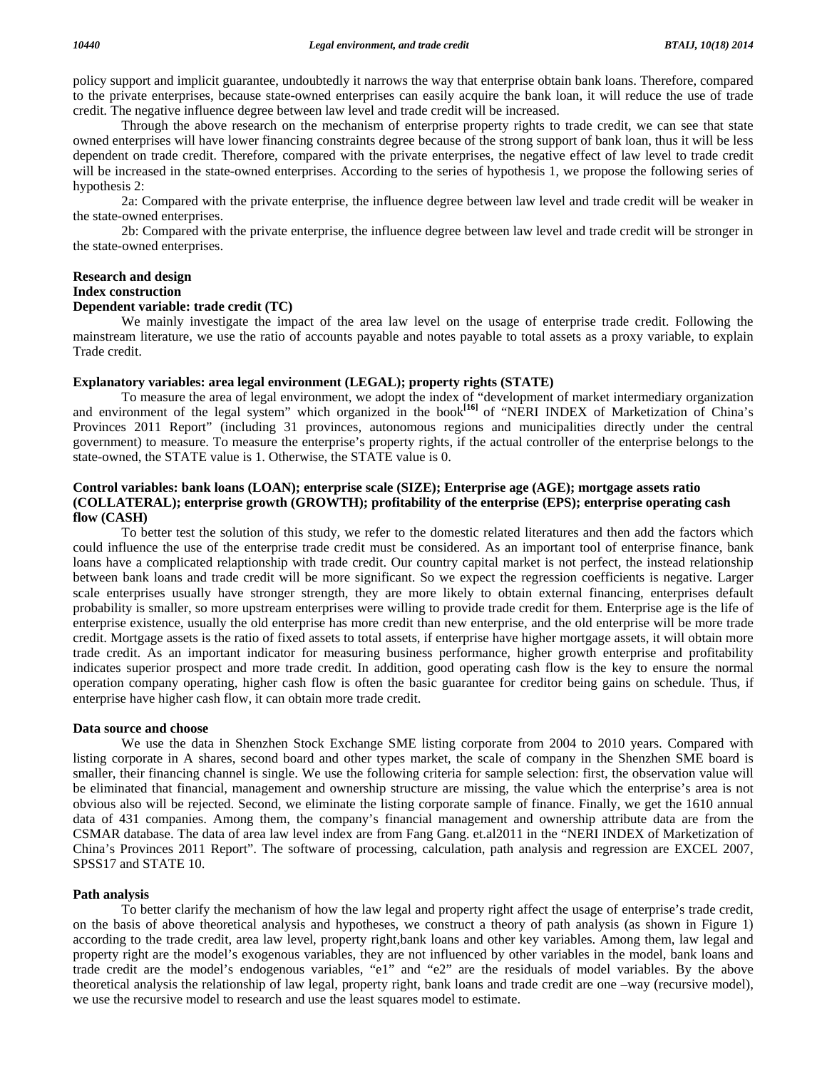policy support and implicit guarantee, undoubtedly it narrows the way that enterprise obtain bank loans. Therefore, compared to the private enterprises, because state-owned enterprises can easily acquire the bank loan, it will reduce the use of trade credit. The negative influence degree between law level and trade credit will be increased.

Through the above research on the mechanism of enterprise property rights to trade credit, we can see that state owned enterprises will have lower financing constraints degree because of the strong support of bank loan, thus it will be less dependent on trade credit. Therefore, compared with the private enterprises, the negative effect of law level to trade credit will be increased in the state-owned enterprises. According to the series of hypothesis 1, we propose the following series of hypothesis 2:

2a: Compared with the private enterprise, the influence degree between law level and trade credit will be weaker in the state-owned enterprises.

2b: Compared with the private enterprise, the influence degree between law level and trade credit will be stronger in the state-owned enterprises.

## Research and design

### Index construction

#### Dependent variable: trade credit (TC)

We mainly investigate the impact of the area law level on the usage of enterprise trade credit. Following the mainstream literature, we use the ratio of accounts payable and notes payable to total assets as a proxy variable, to explain Trade credit.

#### Explanatory variables: area legal environment (LEGAL); property rights (STATE)

To measure the area of legal environment, we adopt the index of "development of market intermediary organization and environment of the legal system" which organized in the book[16] of "NERI INDEX of Marketization of China's Provinces 2011 Report" (including 31 provinces, autonomous regions and municipalities directly under the central government) to measure. To measure the enterprise's property rights, if the actual controller of the enterprise belongs to the state-owned, the STATE value is 1. Otherwise, the STATE value is 0.

#### Control variables: bank loans (LOAN); enterprise scale (SIZE); Enterprise age (AGE); mortgage assets ratio (COLLATERAL); enterprise growth (GROWTH); profitability of the enterprise (EPS); enterprise operating cash flow (CASH)

To better test the solution of this study, we refer to the domestic related literatures and then add the factors which could influence the use of the enterprise trade credit must be considered. As an important tool of enterprise finance, bank loans have a complicated relationship with trade credit. Our country capital market is not perfect, the instead relationship between bank loans and trade credit will be more significant. So we expect the regression coefficients is negative. Larger scale enterprises usually have stronger strength, they are more likely to obtain external financing, enterprises default probability is smaller, so more upstream enterprises were willing to provide trade credit for them. Enterprise age is the life of enterprise existence, usually the old enterprise has more credit than new enterprise, and the old enterprise will be more trade credit. Mortgage assets is the ratio of fixed assets to total assets, if enterprise have higher mortgage assets, it will obtain more trade credit. As an important indicator for measuring business performance, higher growth enterprise and profitability indicates superior prospect and more trade credit. In addition, good operating cash flow is the key to ensure the normal operation company operating, higher cash flow is often the basic guarantee for creditor being gains on schedule. Thus, if enterprise have higher cash flow, it can obtain more trade credit.

### Data source and choose

We use the data in Shenzhen Stock Exchange SME listing corporate from 2004 to 2010 years. Compared with listing corporate in A shares, second board and other types market, the scale of company in the Shenzhen SME board is smaller, their financing channel is single. We use the following criteria for sample selection: first, the observation value will be eliminated that financial, management and ownership structure are missing, the value which the enterprise's area is not obvious also will be rejected. Second, we eliminate the listing corporate sample of finance. Finally, we get the 1610 annual data of 431 companies. Among them, the company's financial management and ownership attribute data are from the CSMAR database. The data of area law level index are from Fang Gang. et.al2011 in the "NERI INDEX of Marketization of China's Provinces 2011 Report". The software of processing, calculation, path analysis and regression are EXCEL 2007, SPSS17 and STATE 10.

### Path analysis

To better clarify the mechanism of how the law legal and property right affect the usage of enterprise's trade credit, on the basis of above theoretical analysis and hypotheses, we construct a theory of path analysis (as shown in Figure 1) according to the trade credit, area law level, property right,bank loans and other key variables. Among them, law legal and property right are the model's exogenous variables, they are not influenced by other variables in the model, bank loans and trade credit are the model's endogenous variables, "e1" and "e2" are the residuals of model variables. By the above theoretical analysis the relationship of law legal, property right, bank loans and trade credit are one –way (recursive model), we use the recursive model to research and use the least squares model to estimate.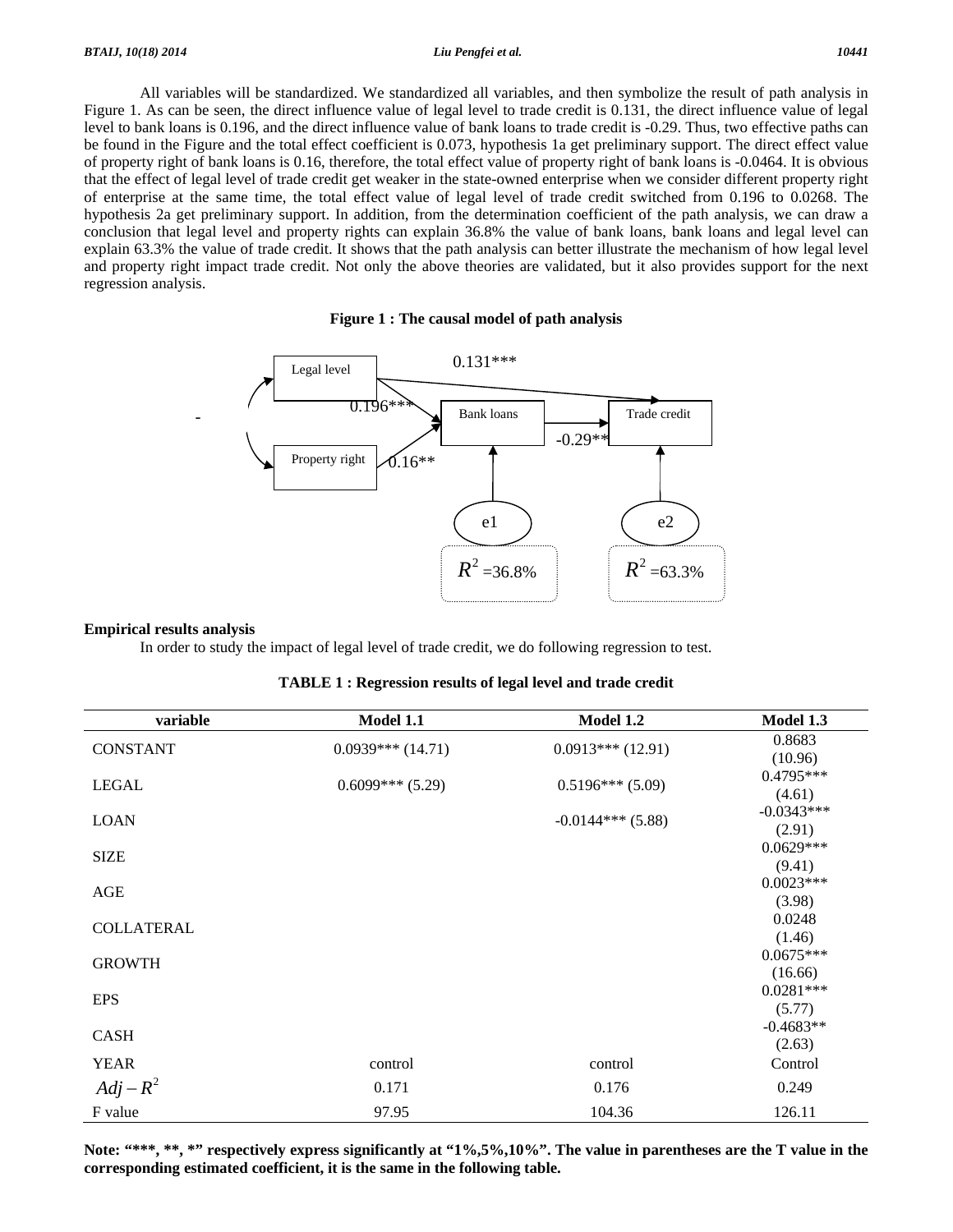All variables will be standardized. We standardized all variables, and then symbolize the result of path analysis in Figure 1. As can be seen, the direct influence value of legal level to trade credit is 0.131, the direct influence value of legal level to bank loans is 0.196, and the direct influence value of bank loans to trade credit is -0.29. Thus, two effective paths can be found in the Figure and the total effect coefficient is 0.073, hypothesis 1a get preliminary support. The direct effect value of property right of bank loans is 0.16, therefore, the total effect value of property right of bank loans is -0.0464. It is obvious that the effect of legal level of trade credit get weaker in the state-owned enterprise when we consider different property right of enterprise at the same time, the total effect value of legal level of trade credit switched from 0.196 to 0.0268. The hypothesis 2a get preliminary support. In addition, from the determination coefficient of the path analysis, we can draw a conclusion that legal level and property rights can explain 36.8% the value of bank loans, bank loans and legal level can explain 63.3% the value of trade credit. It shows that the path analysis can better illustrate the mechanism of how legal level and property right impact trade credit. Not only the above theories are validated, but it also provides support for the next regression analysis.

**Figure 1 : The causal model of path analysis**

Legal level → Trade credit: 0.131***
Legal level → Bank loans: 0.196***
Property right → Bank loans: 0.16**
Bank loans → Trade credit: -0.29**
e1 → Bank loans, $R^2$ =36.8%
e2 → Trade credit, $R^2$ =63.3%

### Empirical results analysis

In order to study the impact of legal level of trade credit, we do following regression to test.

**TABLE 1 : Regression results of legal level and trade credit**

| variable | Model 1.1 | Model 1.2 | Model 1.3 |
|---|---|---|---|
| CONSTANT | 0.0939*** (14.71) | 0.0913*** (12.91) | 0.8683 (10.96) |
| LEGAL | 0.6099*** (5.29) | 0.5196*** (5.09) | 0.4795*** (4.61) |
| LOAN | | -0.0144*** (5.88) | -0.0343*** (2.91) |
| SIZE | | | 0.0629*** (9.41) |
| AGE | | | 0.0023*** (3.98) |
| COLLATERAL | | | 0.0248 (1.46) |
| GROWTH | | | 0.0675*** (16.66) |
| EPS | | | 0.0281*** (5.77) |
| CASH | | | -0.4683** (2.63) |
| YEAR | control | control | Control |
| $Adj-R^2$ | 0.171 | 0.176 | 0.249 |
| F value | 97.95 | 104.36 | 126.11 |

**Note: "***, **, *" respectively express significantly at "1%,5%,10%". The value in parentheses are the T value in the corresponding estimated coefficient, it is the same in the following table.**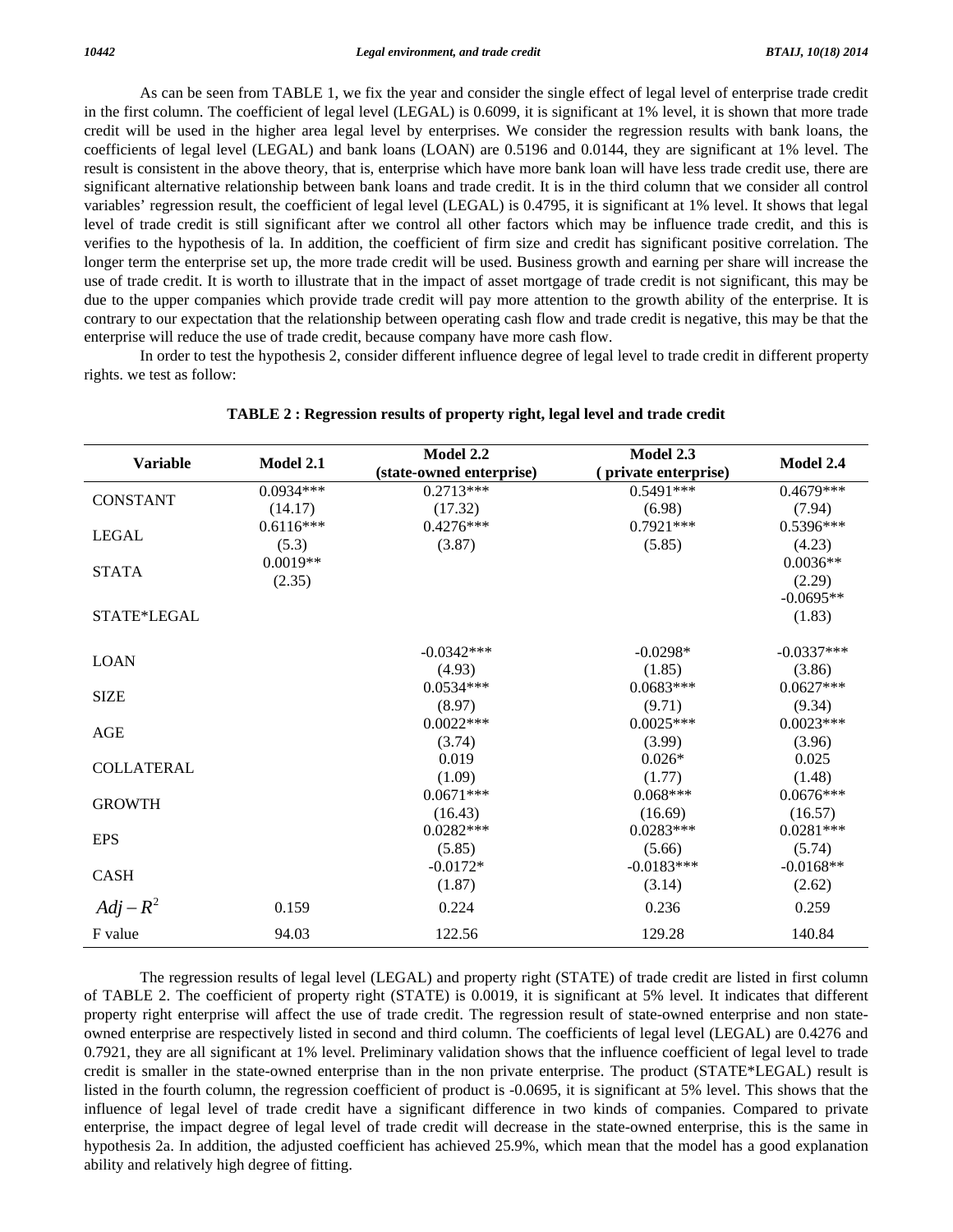As can be seen from TABLE 1, we fix the year and consider the single effect of legal level of enterprise trade credit in the first column. The coefficient of legal level (LEGAL) is 0.6099, it is significant at 1% level, it is shown that more trade credit will be used in the higher area legal level by enterprises. We consider the regression results with bank loans, the coefficients of legal level (LEGAL) and bank loans (LOAN) are 0.5196 and 0.0144, they are significant at 1% level. The result is consistent in the above theory, that is, enterprise which have more bank loan will have less trade credit use, there are significant alternative relationship between bank loans and trade credit. It is in the third column that we consider all control variables' regression result, the coefficient of legal level (LEGAL) is 0.4795, it is significant at 1% level. It shows that legal level of trade credit is still significant after we control all other factors which may be influence trade credit, and this is verifies to the hypothesis of la. In addition, the coefficient of firm size and credit has significant positive correlation. The longer term the enterprise set up, the more trade credit will be used. Business growth and earning per share will increase the use of trade credit. It is worth to illustrate that in the impact of asset mortgage of trade credit is not significant, this may be due to the upper companies which provide trade credit will pay more attention to the growth ability of the enterprise. It is contrary to our expectation that the relationship between operating cash flow and trade credit is negative, this may be that the enterprise will reduce the use of trade credit, because company have more cash flow.

In order to test the hypothesis 2, consider different influence degree of legal level to trade credit in different property rights. we test as follow:

**TABLE 2 : Regression results of property right, legal level and trade credit**

| Variable | Model 2.1 | Model 2.2 (state-owned enterprise) | Model 2.3 ( private enterprise) | Model 2.4 |
|---|---|---|---|---|
| CONSTANT | 0.0934*** | 0.2713*** | 0.5491*** | 0.4679*** |
| | (14.17) | (17.32) | (6.98) | (7.94) |
| LEGAL | 0.6116*** | 0.4276*** | 0.7921*** | 0.5396*** |
| | (5.3) | (3.87) | (5.85) | (4.23) |
| STATA | 0.0019** | | | 0.0036** |
| | (2.35) | | | (2.29) |
| STATE*LEGAL | | | | -0.0695** |
| | | | | (1.83) |
| LOAN | | -0.0342*** | -0.0298* | -0.0337*** |
| | | (4.93) | (1.85) | (3.86) |
| SIZE | | 0.0534*** | 0.0683*** | 0.0627*** |
| | | (8.97) | (9.71) | (9.34) |
| AGE | | 0.0022*** | 0.0025*** | 0.0023*** |
| | | (3.74) | (3.99) | (3.96) |
| COLLATERAL | | 0.019 | 0.026* | 0.025 |
| | | (1.09) | (1.77) | (1.48) |
| GROWTH | | 0.0671*** | 0.068*** | 0.0676*** |
| | | (16.43) | (16.69) | (16.57) |
| EPS | | 0.0282*** | 0.0283*** | 0.0281*** |
| | | (5.85) | (5.66) | (5.74) |
| CASH | | -0.0172* | -0.0183*** | -0.0168** |
| | | (1.87) | (3.14) | (2.62) |
| $Adj-R^2$ | 0.159 | 0.224 | 0.236 | 0.259 |
| F value | 94.03 | 122.56 | 129.28 | 140.84 |

The regression results of legal level (LEGAL) and property right (STATE) of trade credit are listed in first column of TABLE 2. The coefficient of property right (STATE) is 0.0019, it is significant at 5% level. It indicates that different property right enterprise will affect the use of trade credit. The regression result of state-owned enterprise and non state-owned enterprise are respectively listed in second and third column. The coefficients of legal level (LEGAL) are 0.4276 and 0.7921, they are all significant at 1% level. Preliminary validation shows that the influence coefficient of legal level to trade credit is smaller in the state-owned enterprise than in the non private enterprise. The product (STATE*LEGAL) result is listed in the fourth column, the regression coefficient of product is -0.0695, it is significant at 5% level. This shows that the influence of legal level of trade credit have a significant difference in two kinds of companies. Compared to private enterprise, the impact degree of legal level of trade credit will decrease in the state-owned enterprise, this is the same in hypothesis 2a. In addition, the adjusted coefficient has achieved 25.9%, which mean that the model has a good explanation ability and relatively high degree of fitting.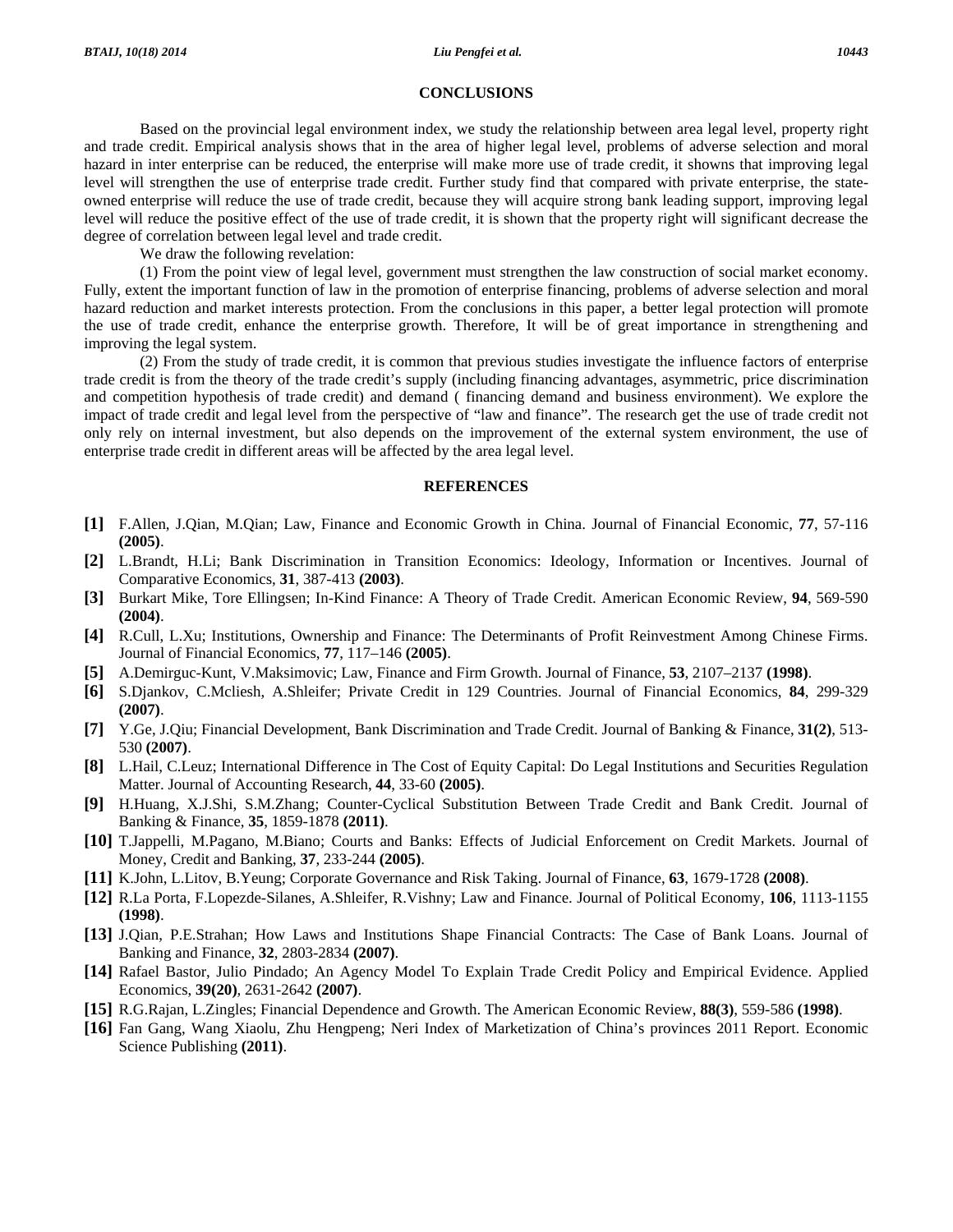## CONCLUSIONS

Based on the provincial legal environment index, we study the relationship between area legal level, property right and trade credit. Empirical analysis shows that in the area of higher legal level, problems of adverse selection and moral hazard in inter enterprise can be reduced, the enterprise will make more use of trade credit, it showns that improving legal level will strengthen the use of enterprise trade credit. Further study find that compared with private enterprise, the state-owned enterprise will reduce the use of trade credit, because they will acquire strong bank leading support, improving legal level will reduce the positive effect of the use of trade credit, it is shown that the property right will significant decrease the degree of correlation between legal level and trade credit.

We draw the following revelation:

(1) From the point view of legal level, government must strengthen the law construction of social market economy. Fully, extent the important function of law in the promotion of enterprise financing, problems of adverse selection and moral hazard reduction and market interests protection. From the conclusions in this paper, a better legal protection will promote the use of trade credit, enhance the enterprise growth. Therefore, It will be of great importance in strengthening and improving the legal system.

(2) From the study of trade credit, it is common that previous studies investigate the influence factors of enterprise trade credit is from the theory of the trade credit's supply (including financing advantages, asymmetric, price discrimination and competition hypothesis of trade credit) and demand ( financing demand and business environment). We explore the impact of trade credit and legal level from the perspective of "law and finance". The research get the use of trade credit not only rely on internal investment, but also depends on the improvement of the external system environment, the use of enterprise trade credit in different areas will be affected by the area legal level.

## REFERENCES

[1] F.Allen, J.Qian, M.Qian; Law, Finance and Economic Growth in China. Journal of Financial Economic, **77**, 57-116 **(2005)**.

[2] L.Brandt, H.Li; Bank Discrimination in Transition Economics: Ideology, Information or Incentives. Journal of Comparative Economics, **31**, 387-413 **(2003)**.

[3] Burkart Mike, Tore Ellingsen; In-Kind Finance: A Theory of Trade Credit. American Economic Review, **94**, 569-590 **(2004)**.

[4] R.Cull, L.Xu; Institutions, Ownership and Finance: The Determinants of Profit Reinvestment Among Chinese Firms. Journal of Financial Economics, **77**, 117–146 **(2005)**.

[5] A.Demirguc-Kunt, V.Maksimovic; Law, Finance and Firm Growth. Journal of Finance, **53**, 2107–2137 **(1998)**.

[6] S.Djankov, C.Mcliesh, A.Shleifer; Private Credit in 129 Countries. Journal of Financial Economics, **84**, 299-329 **(2007)**.

[7] Y.Ge, J.Qiu; Financial Development, Bank Discrimination and Trade Credit. Journal of Banking & Finance, **31(2)**, 513-530 **(2007)**.

[8] L.Hail, C.Leuz; International Difference in The Cost of Equity Capital: Do Legal Institutions and Securities Regulation Matter. Journal of Accounting Research, **44**, 33-60 **(2005)**.

[9] H.Huang, X.J.Shi, S.M.Zhang; Counter-Cyclical Substitution Between Trade Credit and Bank Credit. Journal of Banking & Finance, **35**, 1859-1878 **(2011)**.

[10] T.Jappelli, M.Pagano, M.Biano; Courts and Banks: Effects of Judicial Enforcement on Credit Markets. Journal of Money, Credit and Banking, **37**, 233-244 **(2005)**.

[11] K.John, L.Litov, B.Yeung; Corporate Governance and Risk Taking. Journal of Finance, **63**, 1679-1728 **(2008)**.

[12] R.La Porta, F.Lopezde-Silanes, A.Shleifer, R.Vishny; Law and Finance. Journal of Political Economy, **106**, 1113-1155 **(1998)**.

[13] J.Qian, P.E.Strahan; How Laws and Institutions Shape Financial Contracts: The Case of Bank Loans. Journal of Banking and Finance, **32**, 2803-2834 **(2007)**.

[14] Rafael Bastor, Julio Pindado; An Agency Model To Explain Trade Credit Policy and Empirical Evidence. Applied Economics, **39(20)**, 2631-2642 **(2007)**.

[15] R.G.Rajan, L.Zingles; Financial Dependence and Growth. The American Economic Review, **88(3)**, 559-586 **(1998)**.

[16] Fan Gang, Wang Xiaolu, Zhu Hengpeng; Neri Index of Marketization of China's provinces 2011 Report. Economic Science Publishing **(2011)**.